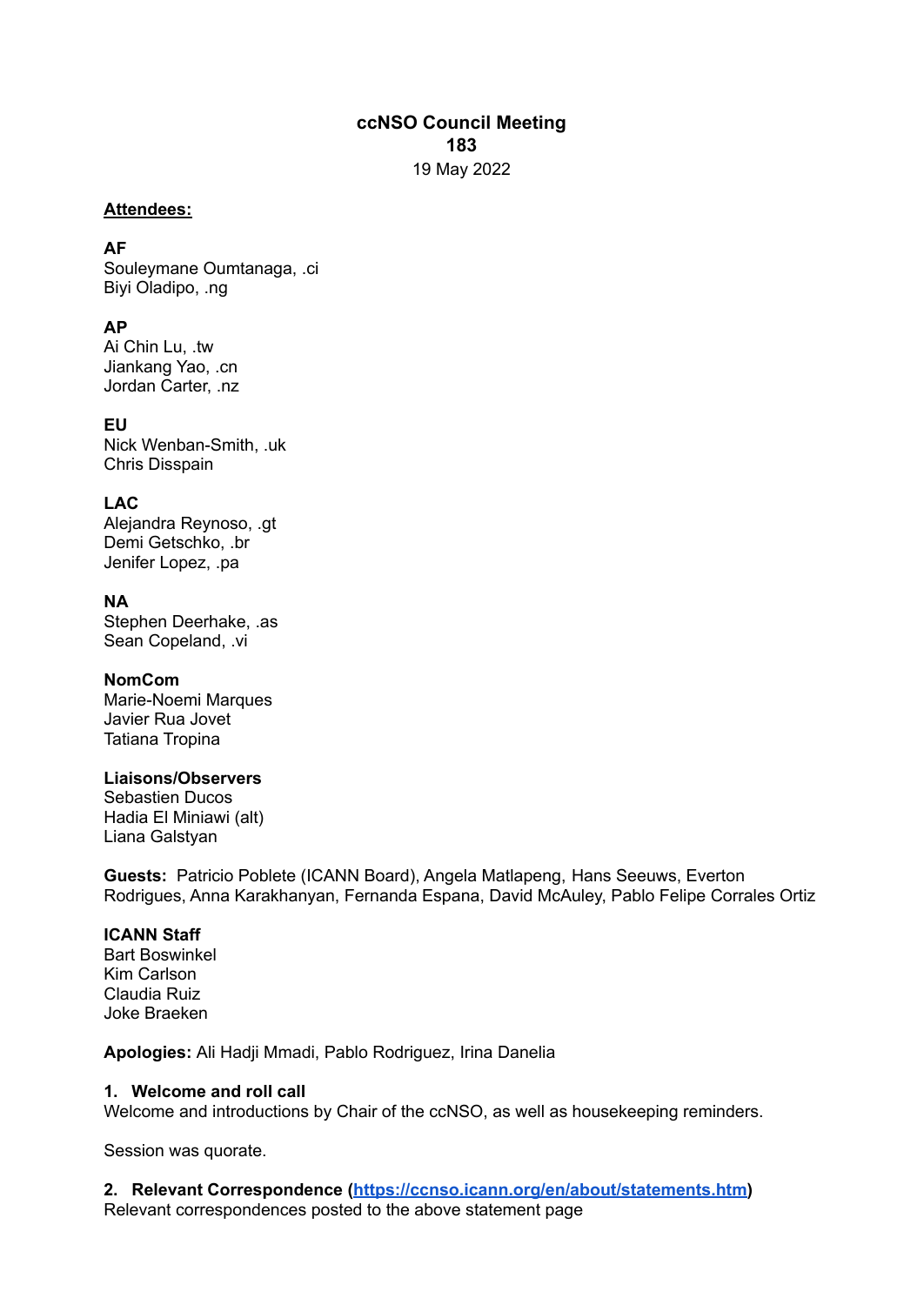**ccNSO Council Meeting**
**183**
19 May 2022

**Attendees:**

**AF**
Souleymane Oumtanaga, .ci
Biyi Oladipo, .ng

**AP**
Ai Chin Lu, .tw
Jiankang Yao, .cn
Jordan Carter, .nz

**EU**
Nick Wenban-Smith, .uk
Chris Disspain

**LAC**
Alejandra Reynoso, .gt
Demi Getschko, .br
Jenifer Lopez, .pa

**NA**
Stephen Deerhake, .as
Sean Copeland, .vi

**NomCom**
Marie-Noemi Marques
Javier Rua Jovet
Tatiana Tropina

**Liaisons/Observers**
Sebastien Ducos
Hadia El Miniawi (alt)
Liana Galstyan

**Guests:** Patricio Poblete (ICANN Board), Angela Matlapeng, Hans Seeuws, Everton Rodrigues, Anna Karakhanyan, Fernanda Espana, David McAuley, Pablo Felipe Corrales Ortiz

**ICANN Staff**
Bart Boswinkel
Kim Carlson
Claudia Ruiz
Joke Braeken

**Apologies:** Ali Hadji Mmadi, Pablo Rodriguez, Irina Danelia

**1. Welcome and roll call**
Welcome and introductions by Chair of the ccNSO, as well as housekeeping reminders.

Session was quorate.

**2. Relevant Correspondence ([https://ccnso.icann.org/en/about/statements.htm](https://ccnso.icann.org/en/about/statements.htm))**
Relevant correspondences posted to the above statement page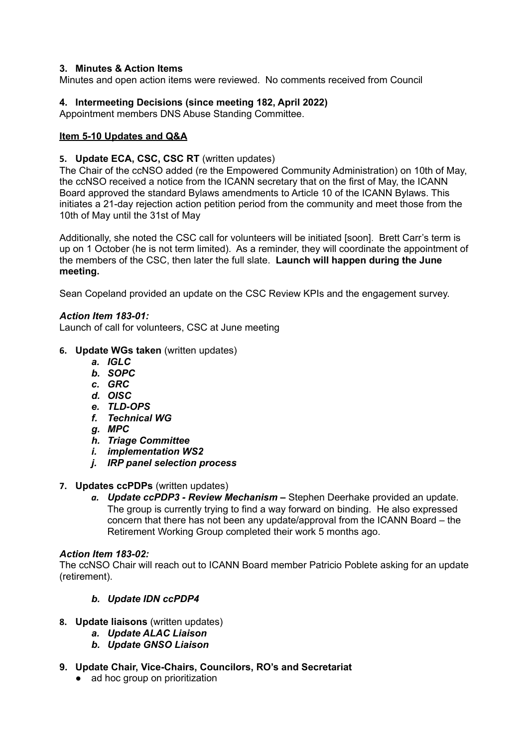### 3. Minutes & Action Items

Minutes and open action items were reviewed. No comments received from Council

### 4. Intermeeting Decisions (since meeting 182, April 2022)

Appointment members DNS Abuse Standing Committee.

**Item 5-10 Updates and Q&A**

### 5. Update ECA, CSC, CSC RT (written updates)

The Chair of the ccNSO added (re the Empowered Community Administration) on 10th of May, the ccNSO received a notice from the ICANN secretary that on the first of May, the ICANN Board approved the standard Bylaws amendments to Article 10 of the ICANN Bylaws. This initiates a 21-day rejection action petition period from the community and meet those from the 10th of May until the 31st of May

Additionally, she noted the CSC call for volunteers will be initiated [soon]. Brett Carr's term is up on 1 October (he is not term limited). As a reminder, they will coordinate the appointment of the members of the CSC, then later the full slate. **Launch will happen during the June meeting.**

Sean Copeland provided an update on the CSC Review KPIs and the engagement survey.

***Action Item 183-01:***

Launch of call for volunteers, CSC at June meeting

### 6. Update WGs taken (written updates)

- ***a. IGLC***
- ***b. SOPC***
- ***c. GRC***
- ***d. OISC***
- ***e. TLD-OPS***
- ***f. Technical WG***
- ***g. MPC***
- ***h. Triage Committee***
- ***i. implementation WS2***
- ***j. IRP panel selection process***

### 7. Updates ccPDPs (written updates)

- ***a. Update ccPDP3 - Review Mechanism –*** Stephen Deerhake provided an update. The group is currently trying to find a way forward on binding. He also expressed concern that there has not been any update/approval from the ICANN Board – the Retirement Working Group completed their work 5 months ago.

***Action Item 183-02:***

The ccNSO Chair will reach out to ICANN Board member Patricio Poblete asking for an update (retirement).

- ***b. Update IDN ccPDP4***

### 8. Update liaisons (written updates)

- ***a. Update ALAC Liaison***
- ***b. Update GNSO Liaison***

### 9. Update Chair, Vice-Chairs, Councilors, RO's and Secretariat

- ad hoc group on prioritization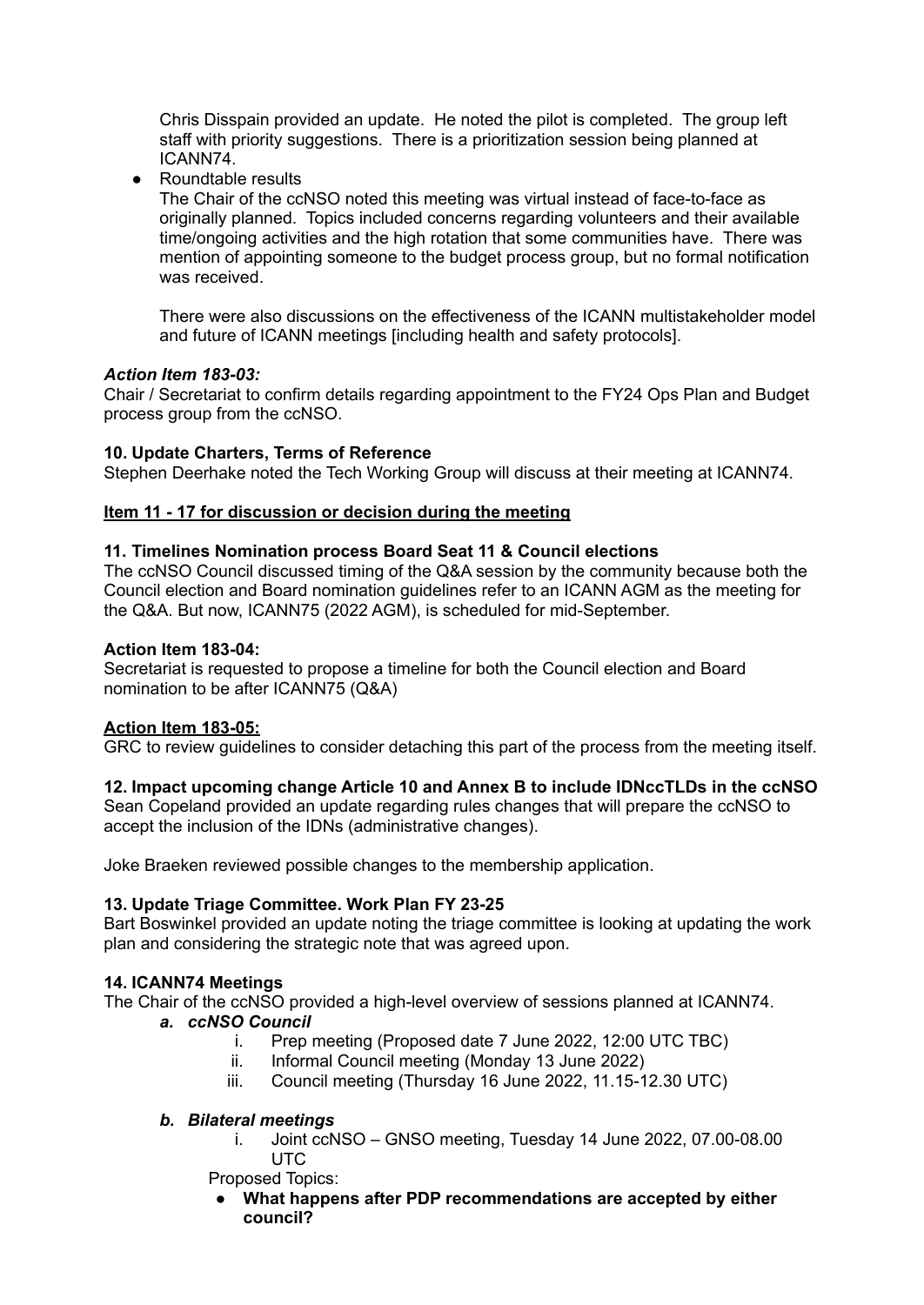Chris Disspain provided an update. He noted the pilot is completed. The group left staff with priority suggestions. There is a prioritization session being planned at ICANN74.

- Roundtable results

  The Chair of the ccNSO noted this meeting was virtual instead of face-to-face as originally planned. Topics included concerns regarding volunteers and their available time/ongoing activities and the high rotation that some communities have. There was mention of appointing someone to the budget process group, but no formal notification was received.

  There were also discussions on the effectiveness of the ICANN multistakeholder model and future of ICANN meetings [including health and safety protocols].

***Action Item 183-03:***

Chair / Secretariat to confirm details regarding appointment to the FY24 Ops Plan and Budget process group from the ccNSO.

**10. Update Charters, Terms of Reference**

Stephen Deerhake noted the Tech Working Group will discuss at their meeting at ICANN74.

**Item 11 - 17 for discussion or decision during the meeting**

**11. Timelines Nomination process Board Seat 11 & Council elections**

The ccNSO Council discussed timing of the Q&A session by the community because both the Council election and Board nomination guidelines refer to an ICANN AGM as the meeting for the Q&A. But now, ICANN75 (2022 AGM), is scheduled for mid-September.

**Action Item 183-04:**

Secretariat is requested to propose a timeline for both the Council election and Board nomination to be after ICANN75 (Q&A)

**Action Item 183-05:**

GRC to review guidelines to consider detaching this part of the process from the meeting itself.

**12. Impact upcoming change Article 10 and Annex B to include IDNccTLDs in the ccNSO**

Sean Copeland provided an update regarding rules changes that will prepare the ccNSO to accept the inclusion of the IDNs (administrative changes).

Joke Braeken reviewed possible changes to the membership application.

**13. Update Triage Committee. Work Plan FY 23-25**

Bart Boswinkel provided an update noting the triage committee is looking at updating the work plan and considering the strategic note that was agreed upon.

**14. ICANN74 Meetings**

The Chair of the ccNSO provided a high-level overview of sessions planned at ICANN74.

***a. ccNSO Council***

i. Prep meeting (Proposed date 7 June 2022, 12:00 UTC TBC)
ii. Informal Council meeting (Monday 13 June 2022)
iii. Council meeting (Thursday 16 June 2022, 11.15-12.30 UTC)

***b. Bilateral meetings***

i. Joint ccNSO – GNSO meeting, Tuesday 14 June 2022, 07.00-08.00 UTC

Proposed Topics:

- **What happens after PDP recommendations are accepted by either council?**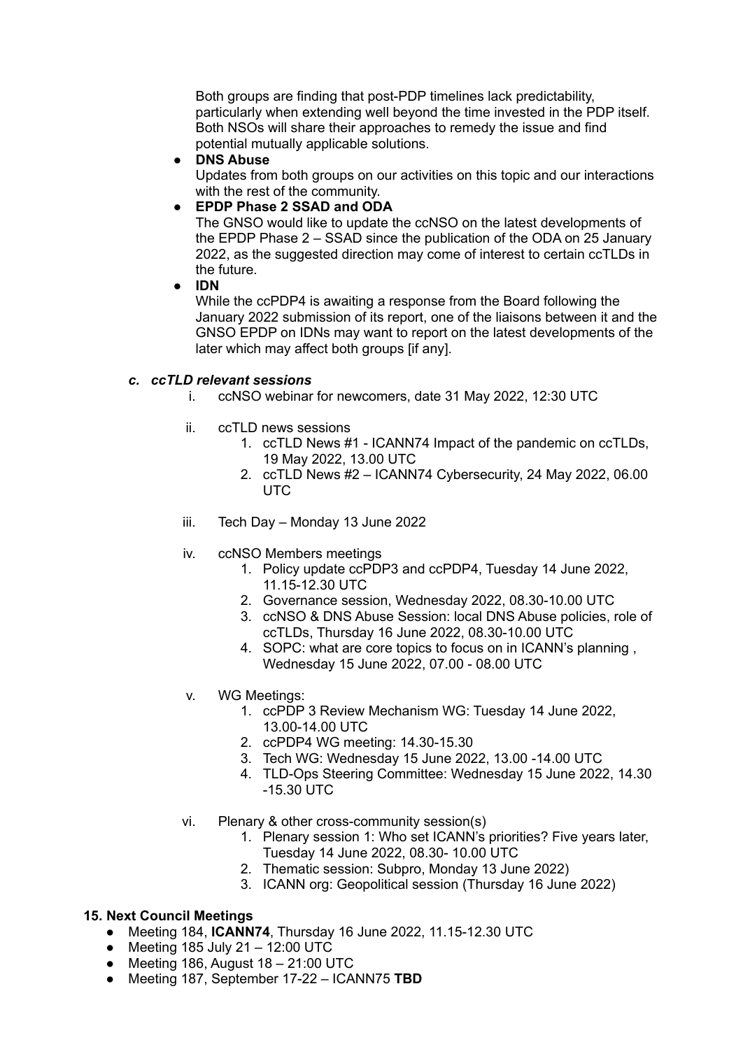Both groups are finding that post-PDP timelines lack predictability, particularly when extending well beyond the time invested in the PDP itself. Both NSOs will share their approaches to remedy the issue and find potential mutually applicable solutions.

- **DNS Abuse**
  Updates from both groups on our activities on this topic and our interactions with the rest of the community.
- **EPDP Phase 2 SSAD and ODA**
  The GNSO would like to update the ccNSO on the latest developments of the EPDP Phase 2 – SSAD since the publication of the ODA on 25 January 2022, as the suggested direction may come of interest to certain ccTLDs in the future.
- **IDN**
  While the ccPDP4 is awaiting a response from the Board following the January 2022 submission of its report, one of the liaisons between it and the GNSO EPDP on IDNs may want to report on the latest developments of the later which may affect both groups [if any].

### *c. ccTLD relevant sessions*

i. ccNSO webinar for newcomers, date 31 May 2022, 12:30 UTC

ii. ccTLD news sessions
  1. ccTLD News #1 - ICANN74 Impact of the pandemic on ccTLDs, 19 May 2022, 13.00 UTC
  2. ccTLD News #2 – ICANN74 Cybersecurity, 24 May 2022, 06.00 UTC

iii. Tech Day – Monday 13 June 2022

iv. ccNSO Members meetings
  1. Policy update ccPDP3 and ccPDP4, Tuesday 14 June 2022, 11.15-12.30 UTC
  2. Governance session, Wednesday 2022, 08.30-10.00 UTC
  3. ccNSO & DNS Abuse Session: local DNS Abuse policies, role of ccTLDs, Thursday 16 June 2022, 08.30-10.00 UTC
  4. SOPC: what are core topics to focus on in ICANN's planning , Wednesday 15 June 2022, 07.00 - 08.00 UTC

v. WG Meetings:
  1. ccPDP 3 Review Mechanism WG: Tuesday 14 June 2022, 13.00-14.00 UTC
  2. ccPDP4 WG meeting: 14.30-15.30
  3. Tech WG: Wednesday 15 June 2022, 13.00 -14.00 UTC
  4. TLD-Ops Steering Committee: Wednesday 15 June 2022, 14.30 -15.30 UTC

vi. Plenary & other cross-community session(s)
  1. Plenary session 1: Who set ICANN's priorities? Five years later, Tuesday 14 June 2022, 08.30- 10.00 UTC
  2. Thematic session: Subpro, Monday 13 June 2022)
  3. ICANN org: Geopolitical session (Thursday 16 June 2022)

## 15. Next Council Meetings

- Meeting 184, **ICANN74**, Thursday 16 June 2022, 11.15-12.30 UTC
- Meeting 185 July 21 – 12:00 UTC
- Meeting 186, August 18 – 21:00 UTC
- Meeting 187, September 17-22 – ICANN75 **TBD**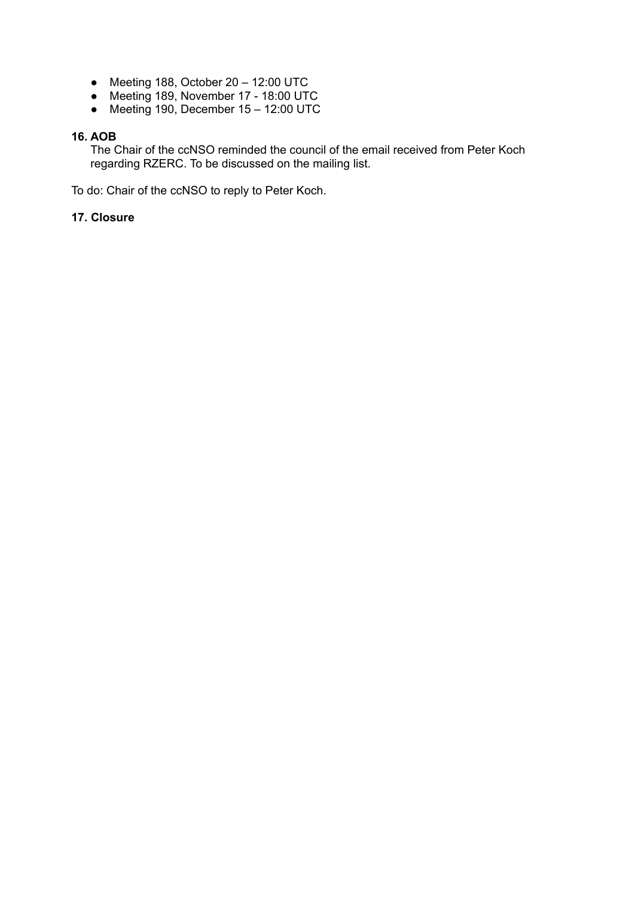- Meeting 188, October 20 – 12:00 UTC
- Meeting 189, November 17 - 18:00 UTC
- Meeting 190, December 15 – 12:00 UTC

**16. AOB**

The Chair of the ccNSO reminded the council of the email received from Peter Koch regarding RZERC. To be discussed on the mailing list.

To do: Chair of the ccNSO to reply to Peter Koch.

**17. Closure**